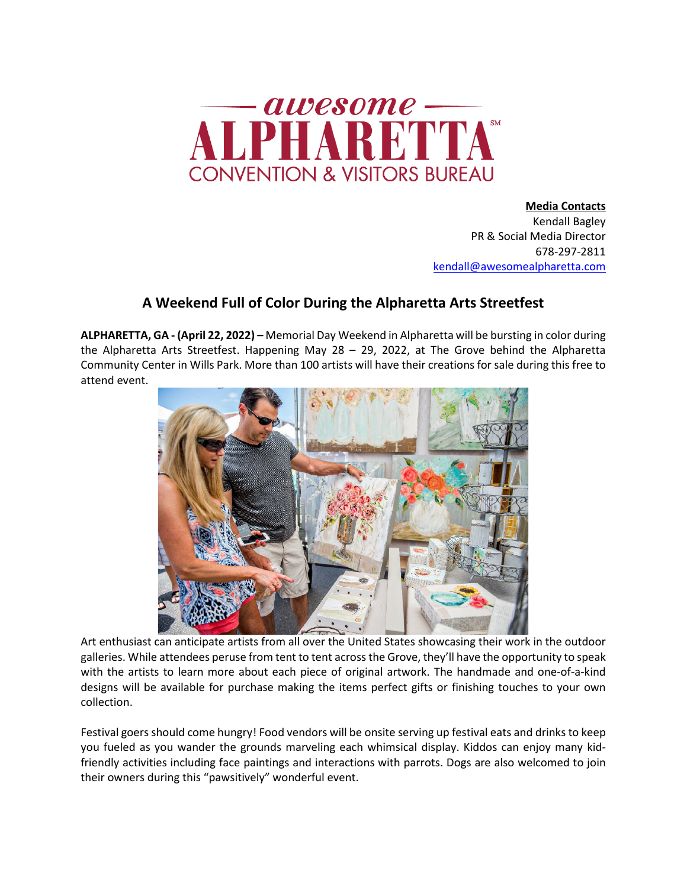awesome
ALPHARETTA℠
CONVENTION & VISITORS BUREAU

**Media Contacts**
Kendall Bagley
PR & Social Media Director
678-297-2811
kendall@awesomealpharetta.com

## A Weekend Full of Color During the Alpharetta Arts Streetfest

**ALPHARETTA, GA - (April 22, 2022) –** Memorial Day Weekend in Alpharetta will be bursting in color during the Alpharetta Arts Streetfest. Happening May 28 – 29, 2022, at The Grove behind the Alpharetta Community Center in Wills Park. More than 100 artists will have their creations for sale during this free to attend event.

Art enthusiast can anticipate artists from all over the United States showcasing their work in the outdoor galleries. While attendees peruse from tent to tent across the Grove, they'll have the opportunity to speak with the artists to learn more about each piece of original artwork. The handmade and one-of-a-kind designs will be available for purchase making the items perfect gifts or finishing touches to your own collection.

Festival goers should come hungry! Food vendors will be onsite serving up festival eats and drinks to keep you fueled as you wander the grounds marveling each whimsical display. Kiddos can enjoy many kid-friendly activities including face paintings and interactions with parrots. Dogs are also welcomed to join their owners during this "pawsitively" wonderful event.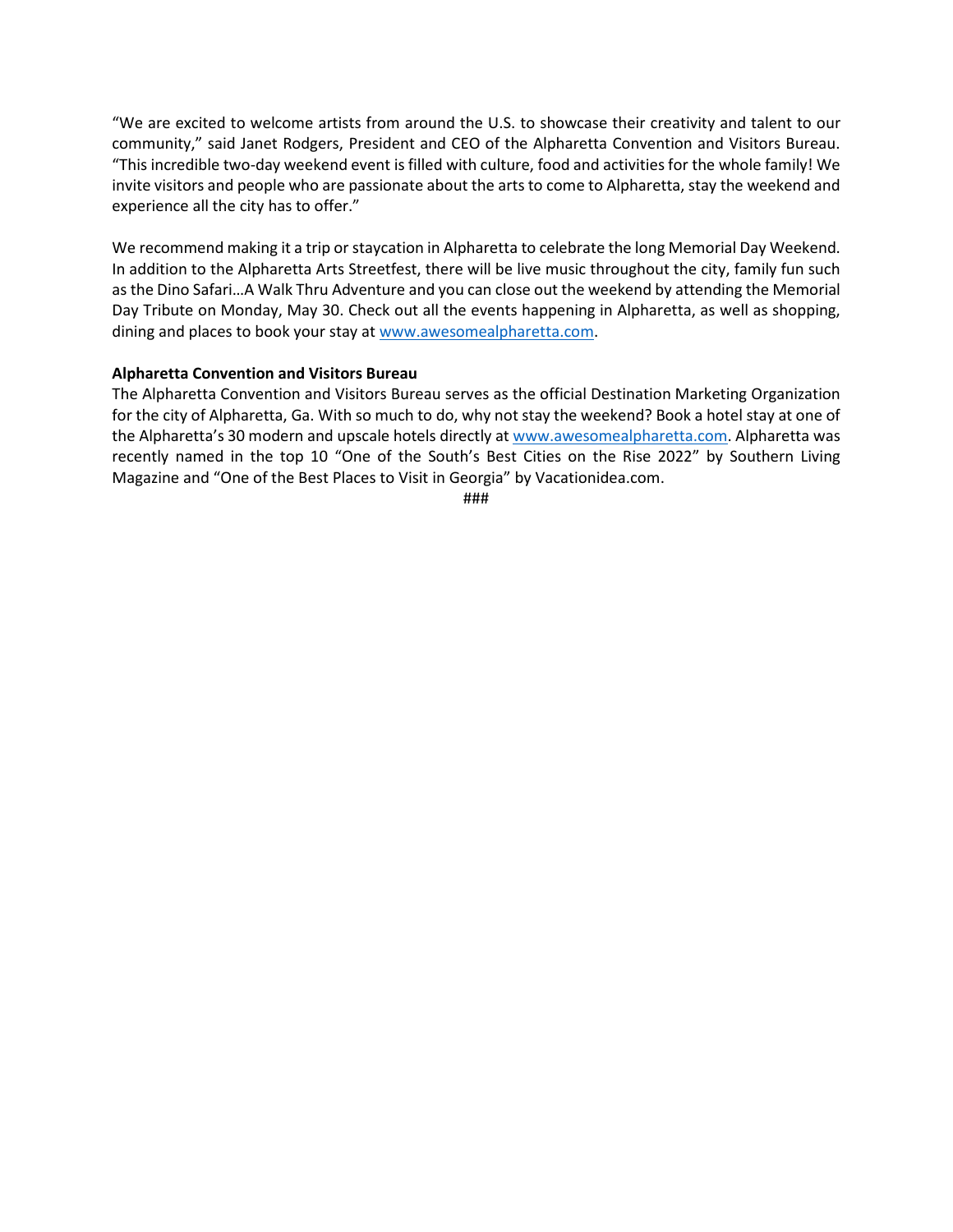"We are excited to welcome artists from around the U.S. to showcase their creativity and talent to our community," said Janet Rodgers, President and CEO of the Alpharetta Convention and Visitors Bureau. "This incredible two-day weekend event is filled with culture, food and activities for the whole family! We invite visitors and people who are passionate about the arts to come to Alpharetta, stay the weekend and experience all the city has to offer."

We recommend making it a trip or staycation in Alpharetta to celebrate the long Memorial Day Weekend. In addition to the Alpharetta Arts Streetfest, there will be live music throughout the city, family fun such as the Dino Safari…A Walk Thru Adventure and you can close out the weekend by attending the Memorial Day Tribute on Monday, May 30. Check out all the events happening in Alpharetta, as well as shopping, dining and places to book your stay at [www.awesomealpharetta.com](http://www.awesomealpharetta.com).

**Alpharetta Convention and Visitors Bureau**
The Alpharetta Convention and Visitors Bureau serves as the official Destination Marketing Organization for the city of Alpharetta, Ga. With so much to do, why not stay the weekend? Book a hotel stay at one of the Alpharetta's 30 modern and upscale hotels directly at [www.awesomealpharetta.com](http://www.awesomealpharetta.com). Alpharetta was recently named in the top 10 "One of the South's Best Cities on the Rise 2022" by Southern Living Magazine and "One of the Best Places to Visit in Georgia" by Vacationidea.com.

###